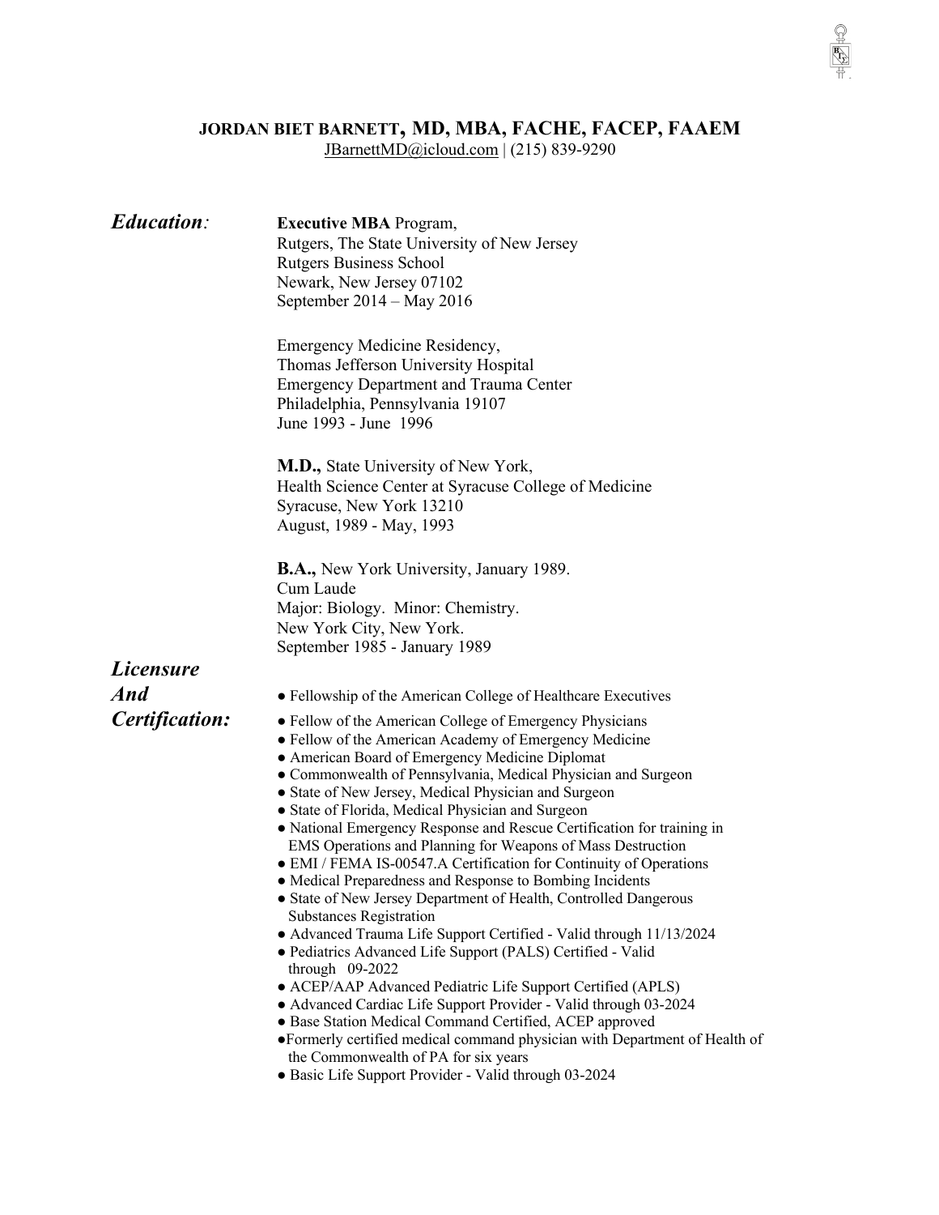# JORDAN BIET BARNETT, MD, MBA, FACHE, FACEP, FAAEM

JBarnettMD@icloud.com | (215) 839-9290

## *Education:*

**Executive MBA** Program,
Rutgers, The State University of New Jersey
Rutgers Business School
Newark, New Jersey 07102
September 2014 – May 2016

Emergency Medicine Residency,
Thomas Jefferson University Hospital
Emergency Department and Trauma Center
Philadelphia, Pennsylvania 19107
June 1993 - June 1996

**M.D.,** State University of New York,
Health Science Center at Syracuse College of Medicine
Syracuse, New York 13210
August, 1989 - May, 1993

**B.A.,** New York University, January 1989.
Cum Laude
Major: Biology. Minor: Chemistry.
New York City, New York.
September 1985 - January 1989

## *Licensure And Certification:*

- Fellowship of the American College of Healthcare Executives
- Fellow of the American College of Emergency Physicians
- Fellow of the American Academy of Emergency Medicine
- American Board of Emergency Medicine Diplomat
- Commonwealth of Pennsylvania, Medical Physician and Surgeon
- State of New Jersey, Medical Physician and Surgeon
- State of Florida, Medical Physician and Surgeon
- National Emergency Response and Rescue Certification for training in EMS Operations and Planning for Weapons of Mass Destruction
- EMI / FEMA IS-00547.A Certification for Continuity of Operations
- Medical Preparedness and Response to Bombing Incidents
- State of New Jersey Department of Health, Controlled Dangerous Substances Registration
- Advanced Trauma Life Support Certified - Valid through 11/13/2024
- Pediatrics Advanced Life Support (PALS) Certified - Valid through 09-2022
- ACEP/AAP Advanced Pediatric Life Support Certified (APLS)
- Advanced Cardiac Life Support Provider - Valid through 03-2024
- Base Station Medical Command Certified, ACEP approved
- Formerly certified medical command physician with Department of Health of the Commonwealth of PA for six years
- Basic Life Support Provider - Valid through 03-2024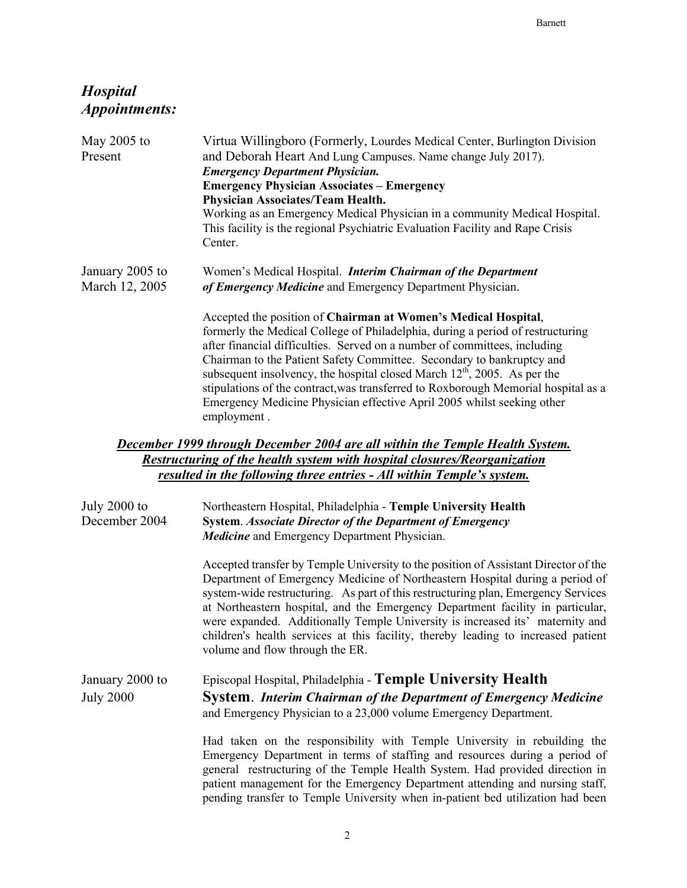## *Hospital Appointments:*

**May 2005 to Present**

Virtua Willingboro (Formerly, Lourdes Medical Center, Burlington Division and Deborah Heart And Lung Campuses. Name change July 2017).
***Emergency Department Physician.***
**Emergency Physician Associates – Emergency Physician Associates/Team Health.**
Working as an Emergency Medical Physician in a community Medical Hospital. This facility is the regional Psychiatric Evaluation Facility and Rape Crisis Center.

**January 2005 to March 12, 2005**

Women's Medical Hospital. ***Interim Chairman of the Department of Emergency Medicine*** and Emergency Department Physician.

Accepted the position of **Chairman at Women's Medical Hospital**, formerly the Medical College of Philadelphia, during a period of restructuring after financial difficulties. Served on a number of committees, including Chairman to the Patient Safety Committee. Secondary to bankruptcy and subsequent insolvency, the hospital closed March 12th, 2005. As per the stipulations of the contract,was transferred to Roxborough Memorial hospital as a Emergency Medicine Physician effective April 2005 whilst seeking other employment .

***December 1999 through December 2004 are all within the Temple Health System. Restructuring of the health system with hospital closures/Reorganization resulted in the following three entries - All within Temple's system.***

**July 2000 to December 2004**

Northeastern Hospital, Philadelphia - **Temple University Health System**. ***Associate Director of the Department of Emergency Medicine*** and Emergency Department Physician.

Accepted transfer by Temple University to the position of Assistant Director of the Department of Emergency Medicine of Northeastern Hospital during a period of system-wide restructuring. As part of this restructuring plan, Emergency Services at Northeastern hospital, and the Emergency Department facility in particular, were expanded. Additionally Temple University is increased its' maternity and children's health services at this facility, thereby leading to increased patient volume and flow through the ER.

**January 2000 to July 2000**

Episcopal Hospital, Philadelphia - **Temple University Health System**. ***Interim Chairman of the Department of Emergency Medicine*** and Emergency Physician to a 23,000 volume Emergency Department.

Had taken on the responsibility with Temple University in rebuilding the Emergency Department in terms of staffing and resources during a period of general restructuring of the Temple Health System. Had provided direction in patient management for the Emergency Department attending and nursing staff, pending transfer to Temple University when in-patient bed utilization had been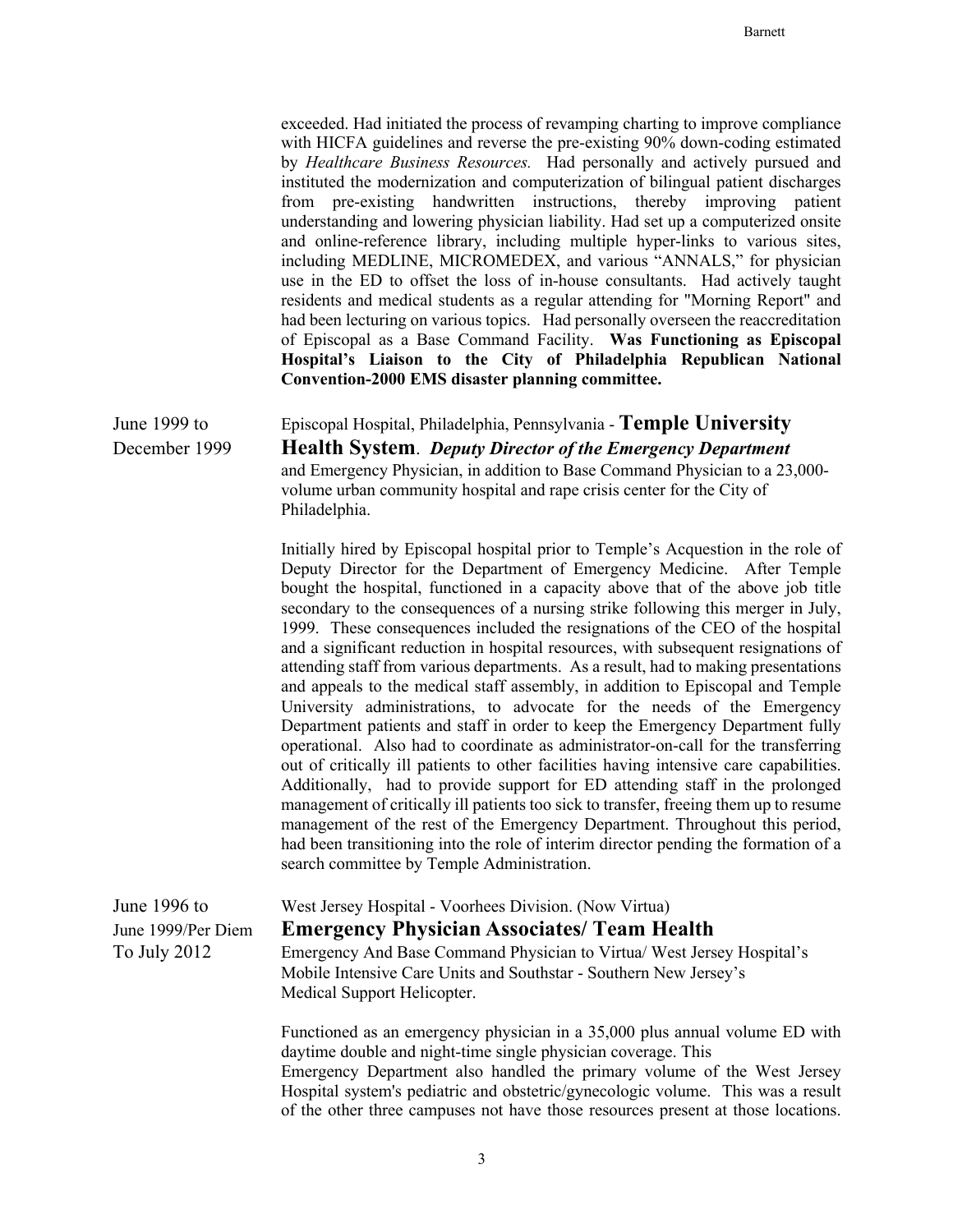exceeded. Had initiated the process of revamping charting to improve compliance with HICFA guidelines and reverse the pre-existing 90% down-coding estimated by *Healthcare Business Resources.* Had personally and actively pursued and instituted the modernization and computerization of bilingual patient discharges from pre-existing handwritten instructions, thereby improving patient understanding and lowering physician liability. Had set up a computerized onsite and online-reference library, including multiple hyper-links to various sites, including MEDLINE, MICROMEDEX, and various "ANNALS," for physician use in the ED to offset the loss of in-house consultants. Had actively taught residents and medical students as a regular attending for "Morning Report" and had been lecturing on various topics. Had personally overseen the reaccreditation of Episcopal as a Base Command Facility. **Was Functioning as Episcopal Hospital's Liaison to the City of Philadelphia Republican National Convention-2000 EMS disaster planning committee.**

June 1999 to December 1999

Episcopal Hospital, Philadelphia, Pennsylvania - **Temple University Health System**. ***Deputy Director of the Emergency Department*** and Emergency Physician, in addition to Base Command Physician to a 23,000-volume urban community hospital and rape crisis center for the City of Philadelphia.

Initially hired by Episcopal hospital prior to Temple's Acquestion in the role of Deputy Director for the Department of Emergency Medicine. After Temple bought the hospital, functioned in a capacity above that of the above job title secondary to the consequences of a nursing strike following this merger in July, 1999. These consequences included the resignations of the CEO of the hospital and a significant reduction in hospital resources, with subsequent resignations of attending staff from various departments. As a result, had to making presentations and appeals to the medical staff assembly, in addition to Episcopal and Temple University administrations, to advocate for the needs of the Emergency Department patients and staff in order to keep the Emergency Department fully operational. Also had to coordinate as administrator-on-call for the transferring out of critically ill patients to other facilities having intensive care capabilities. Additionally, had to provide support for ED attending staff in the prolonged management of critically ill patients too sick to transfer, freeing them up to resume management of the rest of the Emergency Department. Throughout this period, had been transitioning into the role of interim director pending the formation of a search committee by Temple Administration.

June 1996 to June 1999/Per Diem To July 2012

West Jersey Hospital - Voorhees Division. (Now Virtua)
**Emergency Physician Associates/ Team Health**
Emergency And Base Command Physician to Virtua/ West Jersey Hospital's Mobile Intensive Care Units and Southstar - Southern New Jersey's Medical Support Helicopter.

Functioned as an emergency physician in a 35,000 plus annual volume ED with daytime double and night-time single physician coverage. This Emergency Department also handled the primary volume of the West Jersey Hospital system's pediatric and obstetric/gynecologic volume. This was a result of the other three campuses not have those resources present at those locations.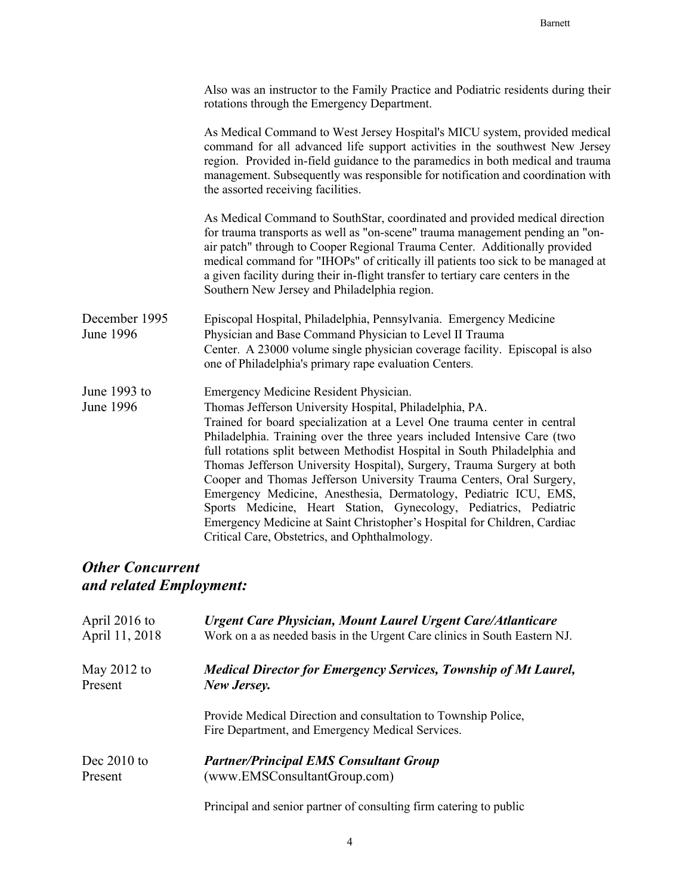Also was an instructor to the Family Practice and Podiatric residents during their rotations through the Emergency Department.

As Medical Command to West Jersey Hospital's MICU system, provided medical command for all advanced life support activities in the southwest New Jersey region. Provided in-field guidance to the paramedics in both medical and trauma management. Subsequently was responsible for notification and coordination with the assorted receiving facilities.

As Medical Command to SouthStar, coordinated and provided medical direction for trauma transports as well as "on-scene" trauma management pending an "on-air patch" through to Cooper Regional Trauma Center. Additionally provided medical command for "IHOPs" of critically ill patients too sick to be managed at a given facility during their in-flight transfer to tertiary care centers in the Southern New Jersey and Philadelphia region.

December 1995
June 1996

Episcopal Hospital, Philadelphia, Pennsylvania. Emergency Medicine Physician and Base Command Physician to Level II Trauma Center. A 23000 volume single physician coverage facility. Episcopal is also one of Philadelphia's primary rape evaluation Centers.

June 1993 to
June 1996

Emergency Medicine Resident Physician.
Thomas Jefferson University Hospital, Philadelphia, PA.
Trained for board specialization at a Level One trauma center in central Philadelphia. Training over the three years included Intensive Care (two full rotations split between Methodist Hospital in South Philadelphia and Thomas Jefferson University Hospital), Surgery, Trauma Surgery at both Cooper and Thomas Jefferson University Trauma Centers, Oral Surgery, Emergency Medicine, Anesthesia, Dermatology, Pediatric ICU, EMS, Sports Medicine, Heart Station, Gynecology, Pediatrics, Pediatric Emergency Medicine at Saint Christopher's Hospital for Children, Cardiac Critical Care, Obstetrics, and Ophthalmology.

## *Other Concurrent and related Employment:*

April 2016 to
April 11, 2018

***Urgent Care Physician, Mount Laurel Urgent Care/Atlanticare***
Work on a as needed basis in the Urgent Care clinics in South Eastern NJ.

May 2012 to
Present

***Medical Director for Emergency Services, Township of Mt Laurel, New Jersey.***

Provide Medical Direction and consultation to Township Police, Fire Department, and Emergency Medical Services.

Dec 2010 to
Present

***Partner/Principal EMS Consultant Group***
(www.EMSConsultantGroup.com)

Principal and senior partner of consulting firm catering to public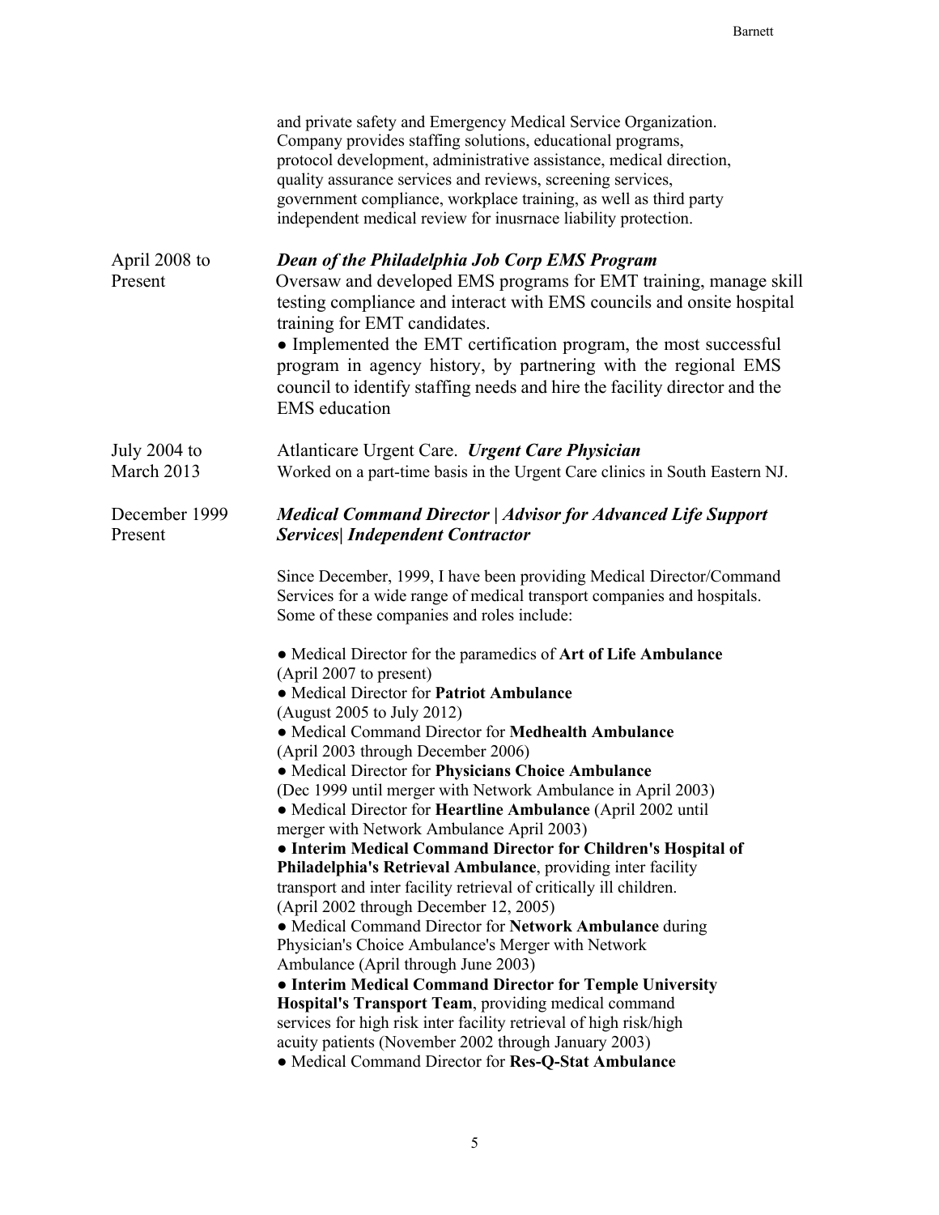and private safety and Emergency Medical Service Organization. Company provides staffing solutions, educational programs, protocol development, administrative assistance, medical direction, quality assurance services and reviews, screening services, government compliance, workplace training, as well as third party independent medical review for inusrnace liability protection.

April 2008 to Present

***Dean of the Philadelphia Job Corp EMS Program***

Oversaw and developed EMS programs for EMT training, manage skill testing compliance and interact with EMS councils and onsite hospital training for EMT candidates.

- Implemented the EMT certification program, the most successful program in agency history, by partnering with the regional EMS council to identify staffing needs and hire the facility director and the EMS education

July 2004 to March 2013

Atlanticare Urgent Care. ***Urgent Care Physician***

Worked on a part-time basis in the Urgent Care clinics in South Eastern NJ.

December 1999 Present

***Medical Command Director | Advisor for Advanced Life Support Services| Independent Contractor***

Since December, 1999, I have been providing Medical Director/Command Services for a wide range of medical transport companies and hospitals. Some of these companies and roles include:

- Medical Director for the paramedics of **Art of Life Ambulance** (April 2007 to present)
- Medical Director for **Patriot Ambulance** (August 2005 to July 2012)
- Medical Command Director for **Medhealth Ambulance** (April 2003 through December 2006)
- Medical Director for **Physicians Choice Ambulance** (Dec 1999 until merger with Network Ambulance in April 2003)
- Medical Director for **Heartline Ambulance** (April 2002 until merger with Network Ambulance April 2003)
- **Interim Medical Command Director for Children's Hospital of Philadelphia's Retrieval Ambulance**, providing inter facility transport and inter facility retrieval of critically ill children. (April 2002 through December 12, 2005)
- Medical Command Director for **Network Ambulance** during Physician's Choice Ambulance's Merger with Network Ambulance (April through June 2003)
- **Interim Medical Command Director for Temple University Hospital's Transport Team**, providing medical command services for high risk inter facility retrieval of high risk/high acuity patients (November 2002 through January 2003)
- Medical Command Director for **Res-Q-Stat Ambulance**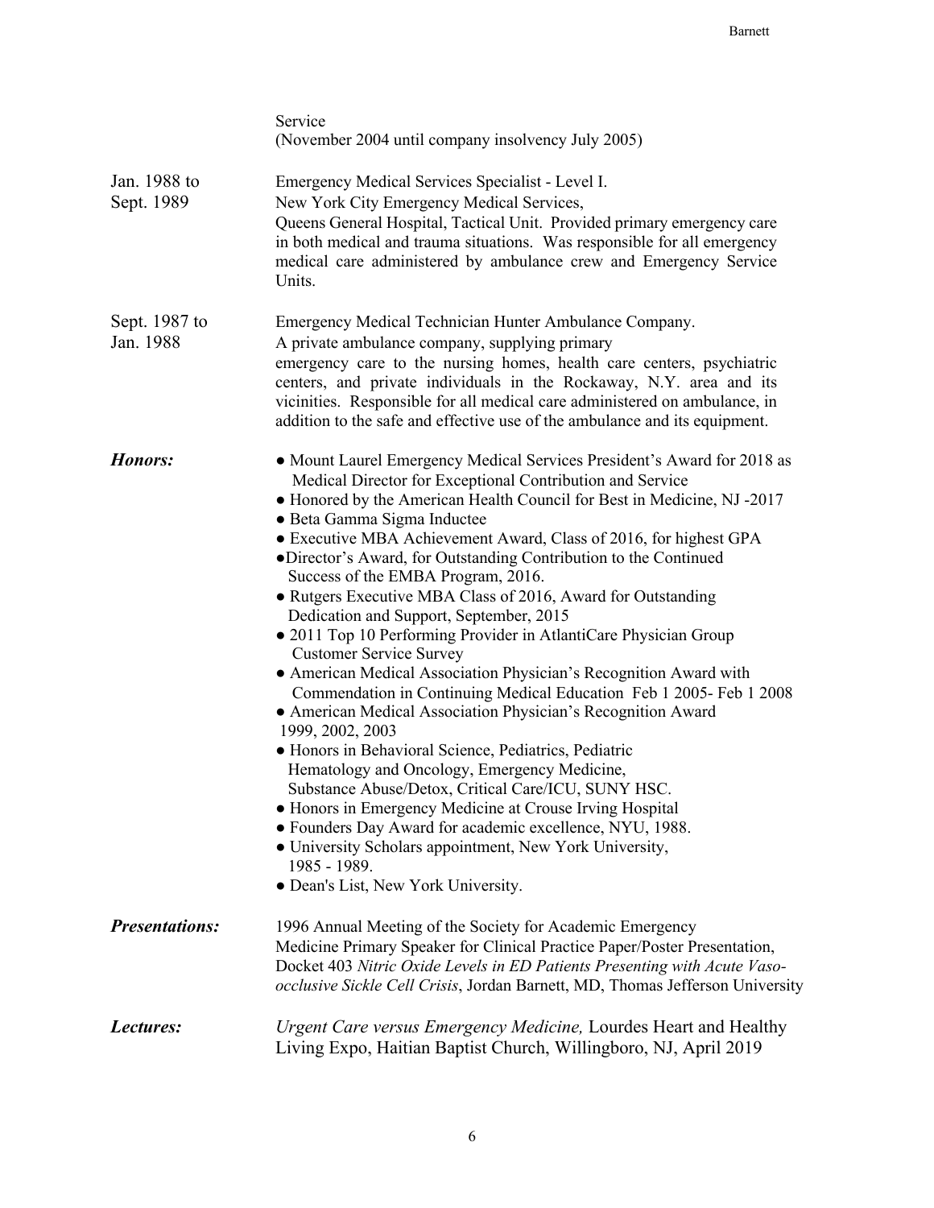Service
(November 2004 until company insolvency July 2005)

Jan. 1988 to Sept. 1989 — Emergency Medical Services Specialist - Level I.
New York City Emergency Medical Services,
Queens General Hospital, Tactical Unit. Provided primary emergency care in both medical and trauma situations. Was responsible for all emergency medical care administered by ambulance crew and Emergency Service Units.

Sept. 1987 to Jan. 1988 — Emergency Medical Technician Hunter Ambulance Company.
A private ambulance company, supplying primary emergency care to the nursing homes, health care centers, psychiatric centers, and private individuals in the Rockaway, N.Y. area and its vicinities. Responsible for all medical care administered on ambulance, in addition to the safe and effective use of the ambulance and its equipment.

***Honors:***

- Mount Laurel Emergency Medical Services President's Award for 2018 as Medical Director for Exceptional Contribution and Service
- Honored by the American Health Council for Best in Medicine, NJ -2017
- Beta Gamma Sigma Inductee
- Executive MBA Achievement Award, Class of 2016, for highest GPA
- Director's Award, for Outstanding Contribution to the Continued Success of the EMBA Program, 2016.
- Rutgers Executive MBA Class of 2016, Award for Outstanding Dedication and Support, September, 2015
- 2011 Top 10 Performing Provider in AtlantiCare Physician Group Customer Service Survey
- American Medical Association Physician's Recognition Award with Commendation in Continuing Medical Education Feb 1 2005- Feb 1 2008
- American Medical Association Physician's Recognition Award 1999, 2002, 2003
- Honors in Behavioral Science, Pediatrics, Pediatric Hematology and Oncology, Emergency Medicine, Substance Abuse/Detox, Critical Care/ICU, SUNY HSC.
- Honors in Emergency Medicine at Crouse Irving Hospital
- Founders Day Award for academic excellence, NYU, 1988.
- University Scholars appointment, New York University, 1985 - 1989.
- Dean's List, New York University.

***Presentations:***

1996 Annual Meeting of the Society for Academic Emergency Medicine Primary Speaker for Clinical Practice Paper/Poster Presentation, Docket 403 *Nitric Oxide Levels in ED Patients Presenting with Acute Vaso-occlusive Sickle Cell Crisis*, Jordan Barnett, MD, Thomas Jefferson University

***Lectures:***

*Urgent Care versus Emergency Medicine,* Lourdes Heart and Healthy Living Expo, Haitian Baptist Church, Willingboro, NJ, April 2019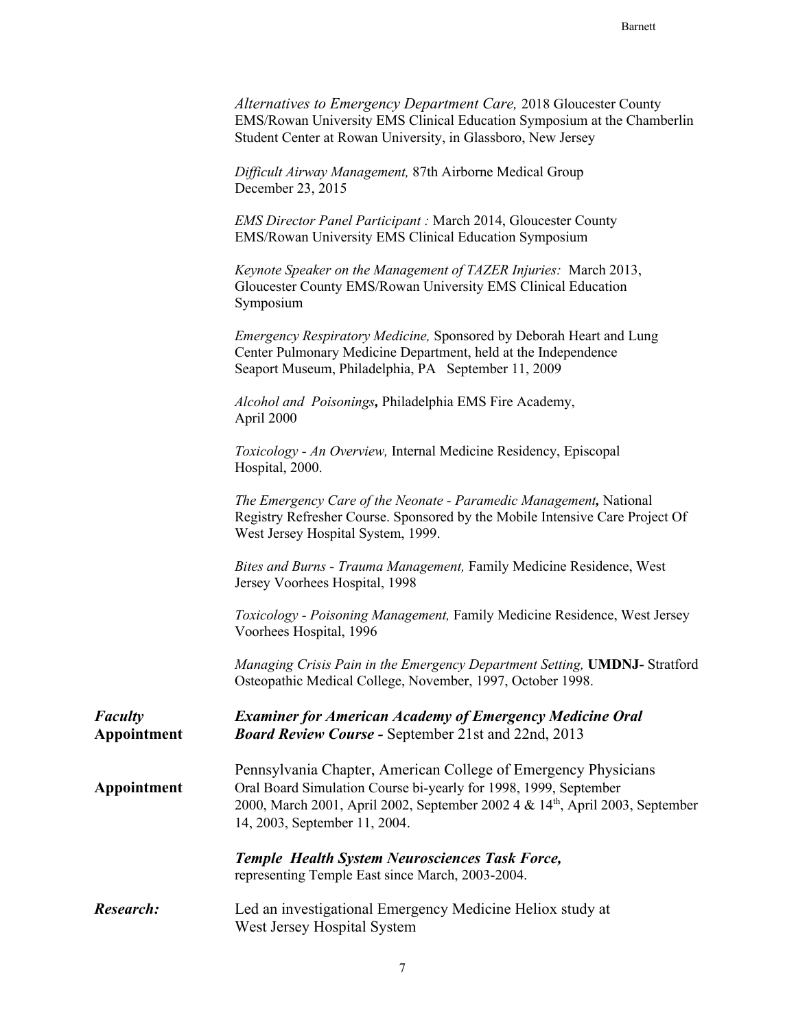*Alternatives to Emergency Department Care,* 2018 Gloucester County EMS/Rowan University EMS Clinical Education Symposium at the Chamberlin Student Center at Rowan University, in Glassboro, New Jersey

*Difficult Airway Management,* 87th Airborne Medical Group December 23, 2015

*EMS Director Panel Participant :* March 2014, Gloucester County EMS/Rowan University EMS Clinical Education Symposium

*Keynote Speaker on the Management of TAZER Injuries:* March 2013, Gloucester County EMS/Rowan University EMS Clinical Education Symposium

*Emergency Respiratory Medicine,* Sponsored by Deborah Heart and Lung Center Pulmonary Medicine Department, held at the Independence Seaport Museum, Philadelphia, PA September 11, 2009

*Alcohol and Poisonings***,** Philadelphia EMS Fire Academy, April 2000

*Toxicology - An Overview,* Internal Medicine Residency, Episcopal Hospital, 2000.

*The Emergency Care of the Neonate - Paramedic Management***,** National Registry Refresher Course. Sponsored by the Mobile Intensive Care Project Of West Jersey Hospital System, 1999.

*Bites and Burns - Trauma Management,* Family Medicine Residence, West Jersey Voorhees Hospital, 1998

*Toxicology - Poisoning Management,* Family Medicine Residence, West Jersey Voorhees Hospital, 1996

*Managing Crisis Pain in the Emergency Department Setting,* **UMDNJ-** Stratford Osteopathic Medical College, November, 1997, October 1998.

***Faculty* Appointment**

***Examiner for American Academy of Emergency Medicine Oral Board Review Course -*** September 21st and 22nd, 2013

**Appointment**

Pennsylvania Chapter, American College of Emergency Physicians Oral Board Simulation Course bi-yearly for 1998, 1999, September 2000, March 2001, April 2002, September 2002 4 & 14th, April 2003, September 14, 2003, September 11, 2004.

***Temple Health System Neurosciences Task Force,*** representing Temple East since March, 2003-2004.

***Research:***

Led an investigational Emergency Medicine Heliox study at West Jersey Hospital System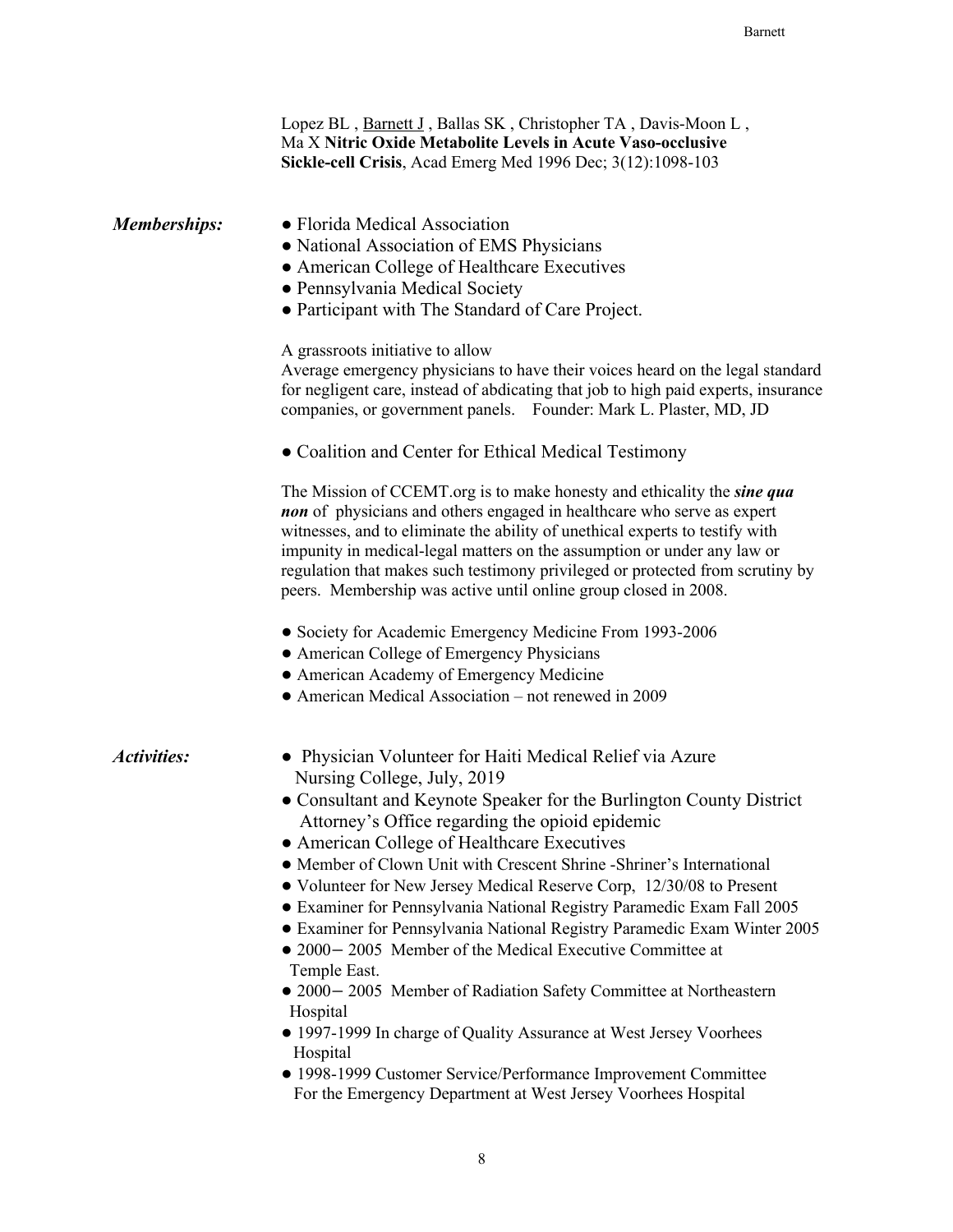Lopez BL , Barnett J , Ballas SK , Christopher TA , Davis-Moon L , Ma X **Nitric Oxide Metabolite Levels in Acute Vaso-occlusive Sickle-cell Crisis**, Acad Emerg Med 1996 Dec; 3(12):1098-103

***Memberships:***

- Florida Medical Association
- National Association of EMS Physicians
- American College of Healthcare Executives
- Pennsylvania Medical Society
- Participant with The Standard of Care Project.

A grassroots initiative to allow
Average emergency physicians to have their voices heard on the legal standard for negligent care, instead of abdicating that job to high paid experts, insurance companies, or government panels. Founder: Mark L. Plaster, MD, JD

- Coalition and Center for Ethical Medical Testimony

The Mission of CCEMT.org is to make honesty and ethicality the ***sine qua non*** of physicians and others engaged in healthcare who serve as expert witnesses, and to eliminate the ability of unethical experts to testify with impunity in medical-legal matters on the assumption or under any law or regulation that makes such testimony privileged or protected from scrutiny by peers. Membership was active until online group closed in 2008.

- Society for Academic Emergency Medicine From 1993-2006
- American College of Emergency Physicians
- American Academy of Emergency Medicine
- American Medical Association – not renewed in 2009

***Activities:***

- Physician Volunteer for Haiti Medical Relief via Azure Nursing College, July, 2019
- Consultant and Keynote Speaker for the Burlington County District Attorney's Office regarding the opioid epidemic
- American College of Healthcare Executives
- Member of Clown Unit with Crescent Shrine -Shriner's International
- Volunteer for New Jersey Medical Reserve Corp, 12/30/08 to Present
- Examiner for Pennsylvania National Registry Paramedic Exam Fall 2005
- Examiner for Pennsylvania National Registry Paramedic Exam Winter 2005
- 2000– 2005 Member of the Medical Executive Committee at Temple East.
- 2000– 2005 Member of Radiation Safety Committee at Northeastern Hospital
- 1997-1999 In charge of Quality Assurance at West Jersey Voorhees Hospital
- 1998-1999 Customer Service/Performance Improvement Committee For the Emergency Department at West Jersey Voorhees Hospital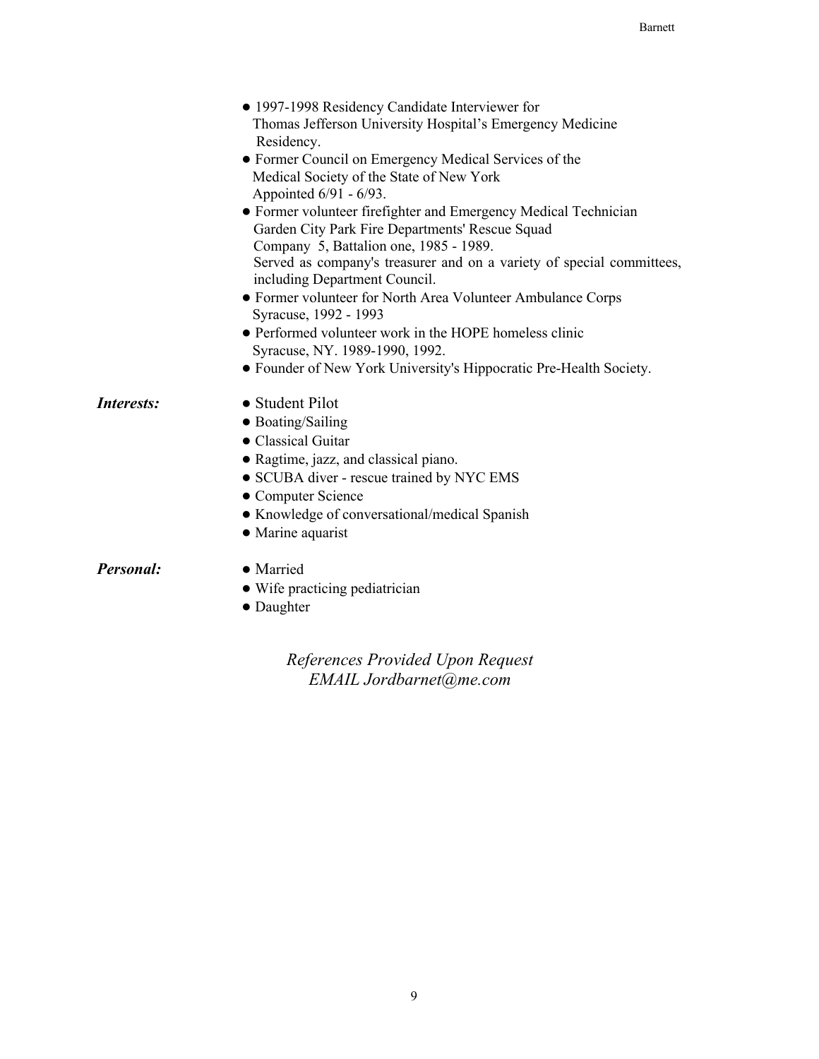- 1997-1998 Residency Candidate Interviewer for Thomas Jefferson University Hospital's Emergency Medicine Residency.
- Former Council on Emergency Medical Services of the Medical Society of the State of New York Appointed 6/91 - 6/93.
- Former volunteer firefighter and Emergency Medical Technician Garden City Park Fire Departments' Rescue Squad Company 5, Battalion one, 1985 - 1989. Served as company's treasurer and on a variety of special committees, including Department Council.
- Former volunteer for North Area Volunteer Ambulance Corps Syracuse, 1992 - 1993
- Performed volunteer work in the HOPE homeless clinic Syracuse, NY. 1989-1990, 1992.
- Founder of New York University's Hippocratic Pre-Health Society.

***Interests:***

- Student Pilot
- Boating/Sailing
- Classical Guitar
- Ragtime, jazz, and classical piano.
- SCUBA diver - rescue trained by NYC EMS
- Computer Science
- Knowledge of conversational/medical Spanish
- Marine aquarist

***Personal:***

- Married
- Wife practicing pediatrician
- Daughter

*References Provided Upon Request*
*EMAIL Jordbarnet@me.com*